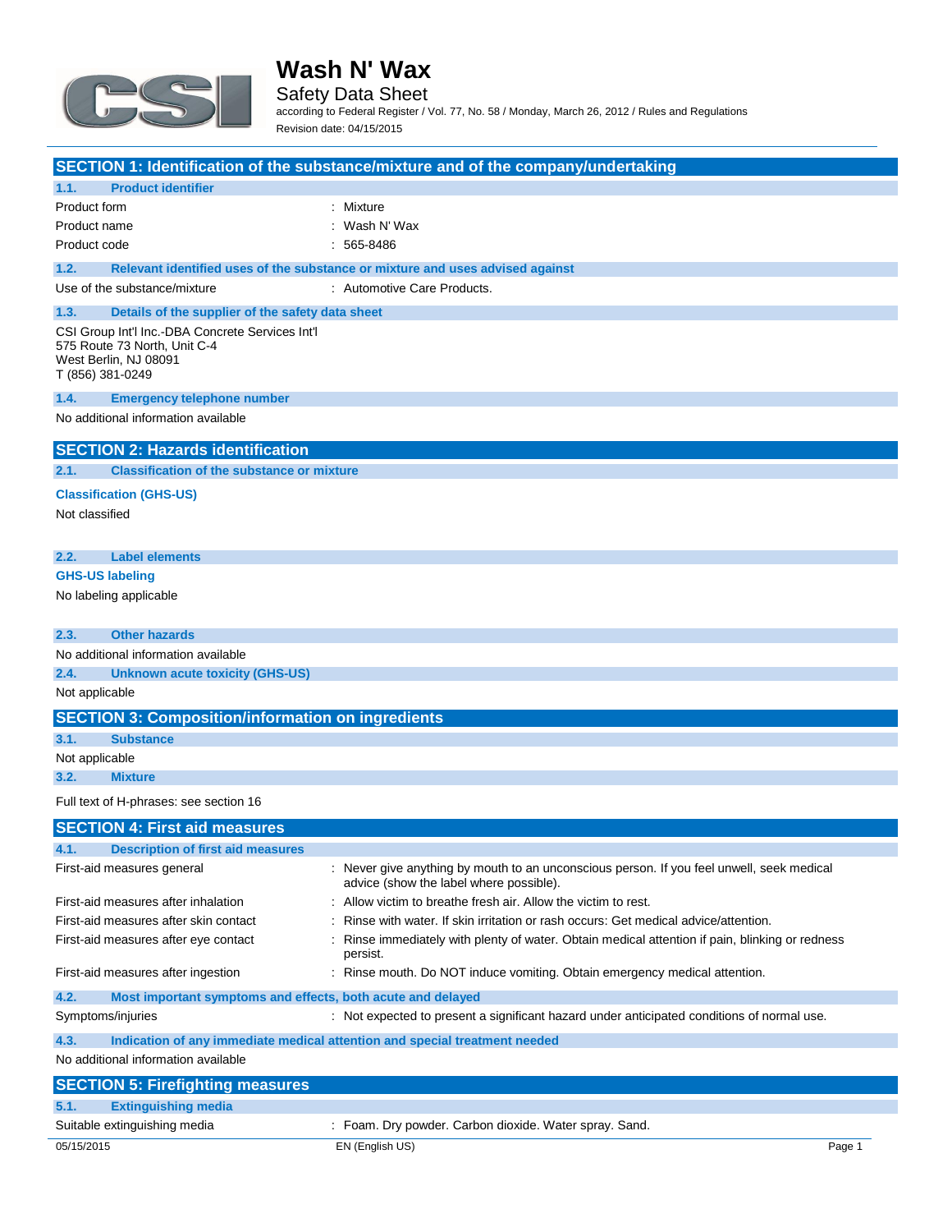# Wash N' Wax

Safety Data Sheet

according to Federal Register / Vol. 77, No. 58 / Monday, March 26, 2012 / Rules and Regulations

Revision date: 04/15/2015

## SECTION 1: Identification of the substance/mixture and of the company/undertaking

### 1.1. Product identifier

| | |
|---|---|
| Product form | : Mixture |
| Product name | : Wash N' Wax |
| Product code | : 565-8486 |

### 1.2. Relevant identified uses of the substance or mixture and uses advised against

| | |
|---|---|
| Use of the substance/mixture | : Automotive Care Products. |

### 1.3. Details of the supplier of the safety data sheet

CSI Group Int'l Inc.-DBA Concrete Services Int'l
575 Route 73 North, Unit C-4
West Berlin, NJ 08091
T (856) 381-0249

### 1.4. Emergency telephone number

No additional information available

## SECTION 2: Hazards identification

### 2.1. Classification of the substance or mixture

**Classification (GHS-US)**

Not classified

### 2.2. Label elements

**GHS-US labeling**

No labeling applicable

### 2.3. Other hazards

No additional information available

### 2.4. Unknown acute toxicity (GHS-US)

Not applicable

## SECTION 3: Composition/information on ingredients

### 3.1. Substance

Not applicable

### 3.2. Mixture

Full text of H-phrases: see section 16

## SECTION 4: First aid measures

### 4.1. Description of first aid measures

| | |
|---|---|
| First-aid measures general | : Never give anything by mouth to an unconscious person. If you feel unwell, seek medical advice (show the label where possible). |
| First-aid measures after inhalation | : Allow victim to breathe fresh air. Allow the victim to rest. |
| First-aid measures after skin contact | : Rinse with water. If skin irritation or rash occurs: Get medical advice/attention. |
| First-aid measures after eye contact | : Rinse immediately with plenty of water. Obtain medical attention if pain, blinking or redness persist. |
| First-aid measures after ingestion | : Rinse mouth. Do NOT induce vomiting. Obtain emergency medical attention. |

### 4.2. Most important symptoms and effects, both acute and delayed

| | |
|---|---|
| Symptoms/injuries | : Not expected to present a significant hazard under anticipated conditions of normal use. |

### 4.3. Indication of any immediate medical attention and special treatment needed

No additional information available

## SECTION 5: Firefighting measures

### 5.1. Extinguishing media

| | |
|---|---|
| Suitable extinguishing media | : Foam. Dry powder. Carbon dioxide. Water spray. Sand. |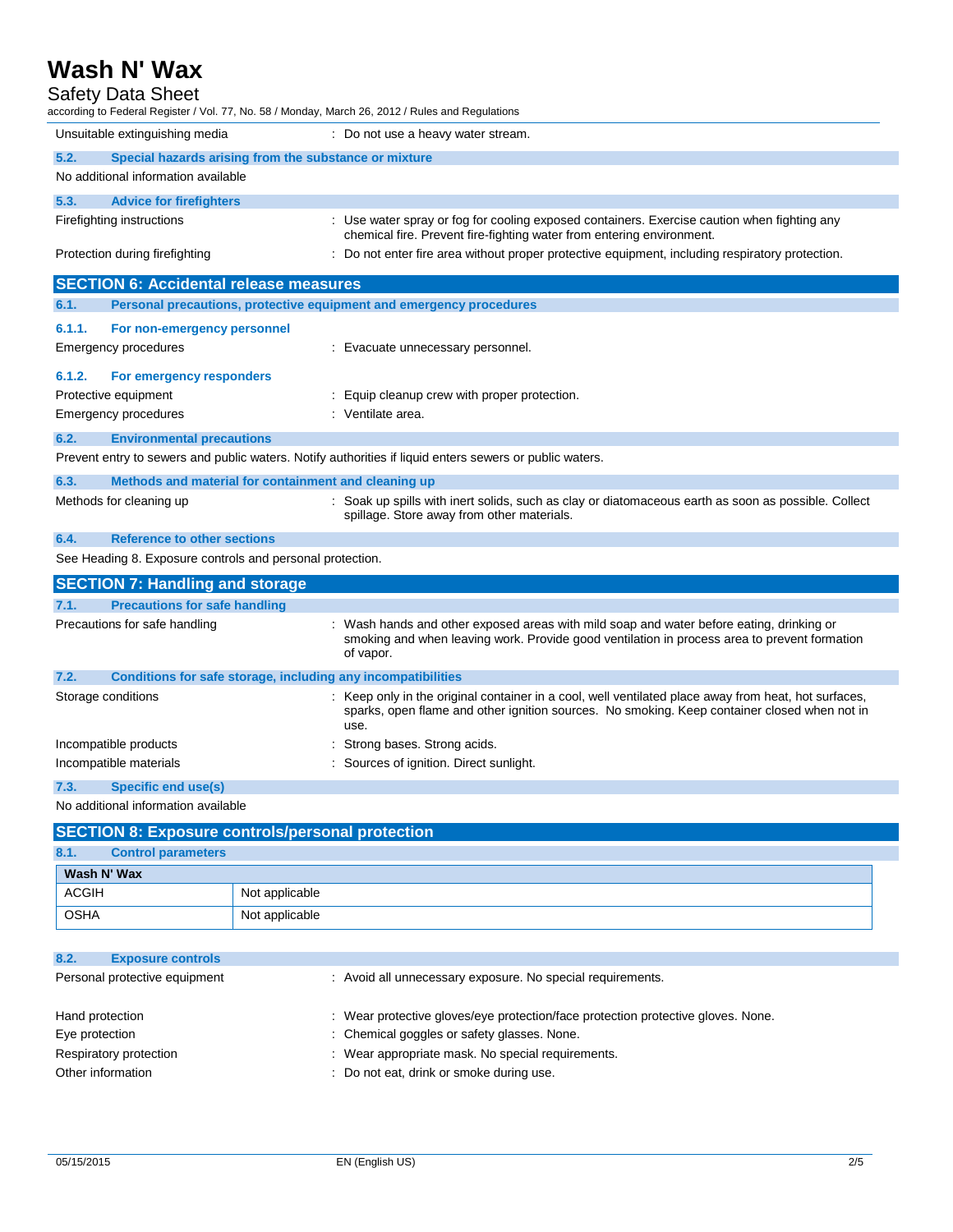Unsuitable extinguishing media : Do not use a heavy water stream.

### 5.2. Special hazards arising from the substance or mixture

No additional information available

### 5.3. Advice for firefighters

Firefighting instructions : Use water spray or fog for cooling exposed containers. Exercise caution when fighting any chemical fire. Prevent fire-fighting water from entering environment.

Protection during firefighting : Do not enter fire area without proper protective equipment, including respiratory protection.

## SECTION 6: Accidental release measures

### 6.1. Personal precautions, protective equipment and emergency procedures

#### 6.1.1. For non-emergency personnel

Emergency procedures : Evacuate unnecessary personnel.

#### 6.1.2. For emergency responders

Protective equipment : Equip cleanup crew with proper protection.

Emergency procedures : Ventilate area.

### 6.2. Environmental precautions

Prevent entry to sewers and public waters. Notify authorities if liquid enters sewers or public waters.

### 6.3. Methods and material for containment and cleaning up

Methods for cleaning up : Soak up spills with inert solids, such as clay or diatomaceous earth as soon as possible. Collect spillage. Store away from other materials.

### 6.4. Reference to other sections

See Heading 8. Exposure controls and personal protection.

## SECTION 7: Handling and storage

### 7.1. Precautions for safe handling

Precautions for safe handling : Wash hands and other exposed areas with mild soap and water before eating, drinking or smoking and when leaving work. Provide good ventilation in process area to prevent formation of vapor.

### 7.2. Conditions for safe storage, including any incompatibilities

Storage conditions : Keep only in the original container in a cool, well ventilated place away from heat, hot surfaces, sparks, open flame and other ignition sources. No smoking. Keep container closed when not in use.

Incompatible products : Strong bases. Strong acids.

Incompatible materials : Sources of ignition. Direct sunlight.

### 7.3. Specific end use(s)

No additional information available

## SECTION 8: Exposure controls/personal protection

### 8.1. Control parameters

| Wash N' Wax | |
|---|---|
| ACGIH | Not applicable |
| OSHA | Not applicable |

### 8.2. Exposure controls

Personal protective equipment : Avoid all unnecessary exposure. No special requirements.

Hand protection : Wear protective gloves/eye protection/face protection protective gloves. None.

Eye protection : Chemical goggles or safety glasses. None.

Respiratory protection : Wear appropriate mask. No special requirements.

Other information : Do not eat, drink or smoke during use.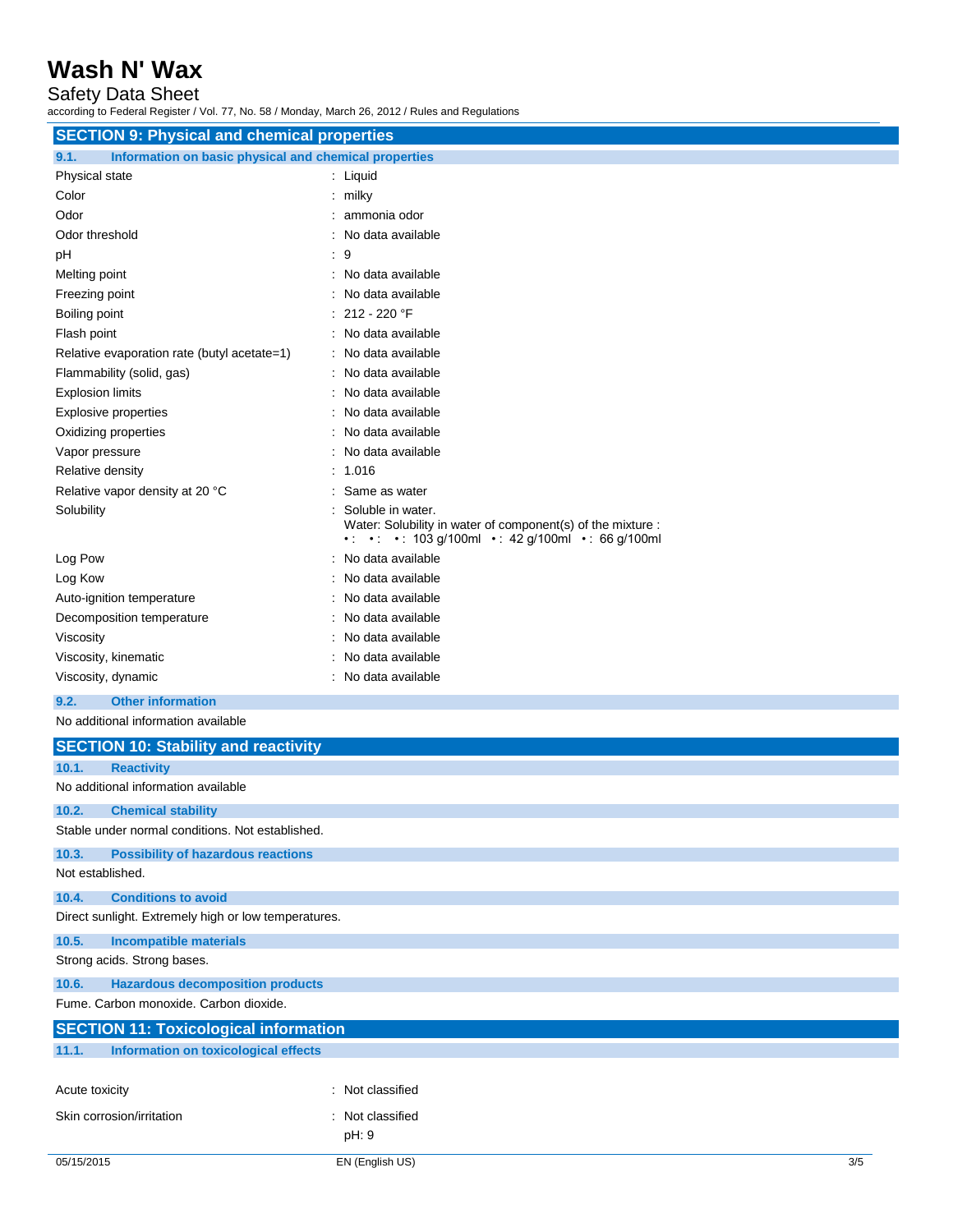## SECTION 9: Physical and chemical properties

### 9.1. Information on basic physical and chemical properties

| Property | Value |
|---|---|
| Physical state | Liquid |
| Color | milky |
| Odor | ammonia odor |
| Odor threshold | No data available |
| pH | 9 |
| Melting point | No data available |
| Freezing point | No data available |
| Boiling point | 212 - 220 °F |
| Flash point | No data available |
| Relative evaporation rate (butyl acetate=1) | No data available |
| Flammability (solid, gas) | No data available |
| Explosion limits | No data available |
| Explosive properties | No data available |
| Oxidizing properties | No data available |
| Vapor pressure | No data available |
| Relative density | 1.016 |
| Relative vapor density at 20 °C | Same as water |
| Solubility | Soluble in water.<br>Water: Solubility in water of component(s) of the mixture :<br>• : • : • : 103 g/100ml • : 42 g/100ml • : 66 g/100ml |
| Log Pow | No data available |
| Log Kow | No data available |
| Auto-ignition temperature | No data available |
| Decomposition temperature | No data available |
| Viscosity | No data available |
| Viscosity, kinematic | No data available |
| Viscosity, dynamic | No data available |

### 9.2. Other information

No additional information available

## SECTION 10: Stability and reactivity

### 10.1. Reactivity

No additional information available

### 10.2. Chemical stability

Stable under normal conditions. Not established.

### 10.3. Possibility of hazardous reactions

Not established.

### 10.4. Conditions to avoid

Direct sunlight. Extremely high or low temperatures.

### 10.5. Incompatible materials

Strong acids. Strong bases.

### 10.6. Hazardous decomposition products

Fume. Carbon monoxide. Carbon dioxide.

## SECTION 11: Toxicological information

### 11.1. Information on toxicological effects

| Effect | Classification |
|---|---|
| Acute toxicity | Not classified |
| Skin corrosion/irritation | Not classified<br>pH: 9 |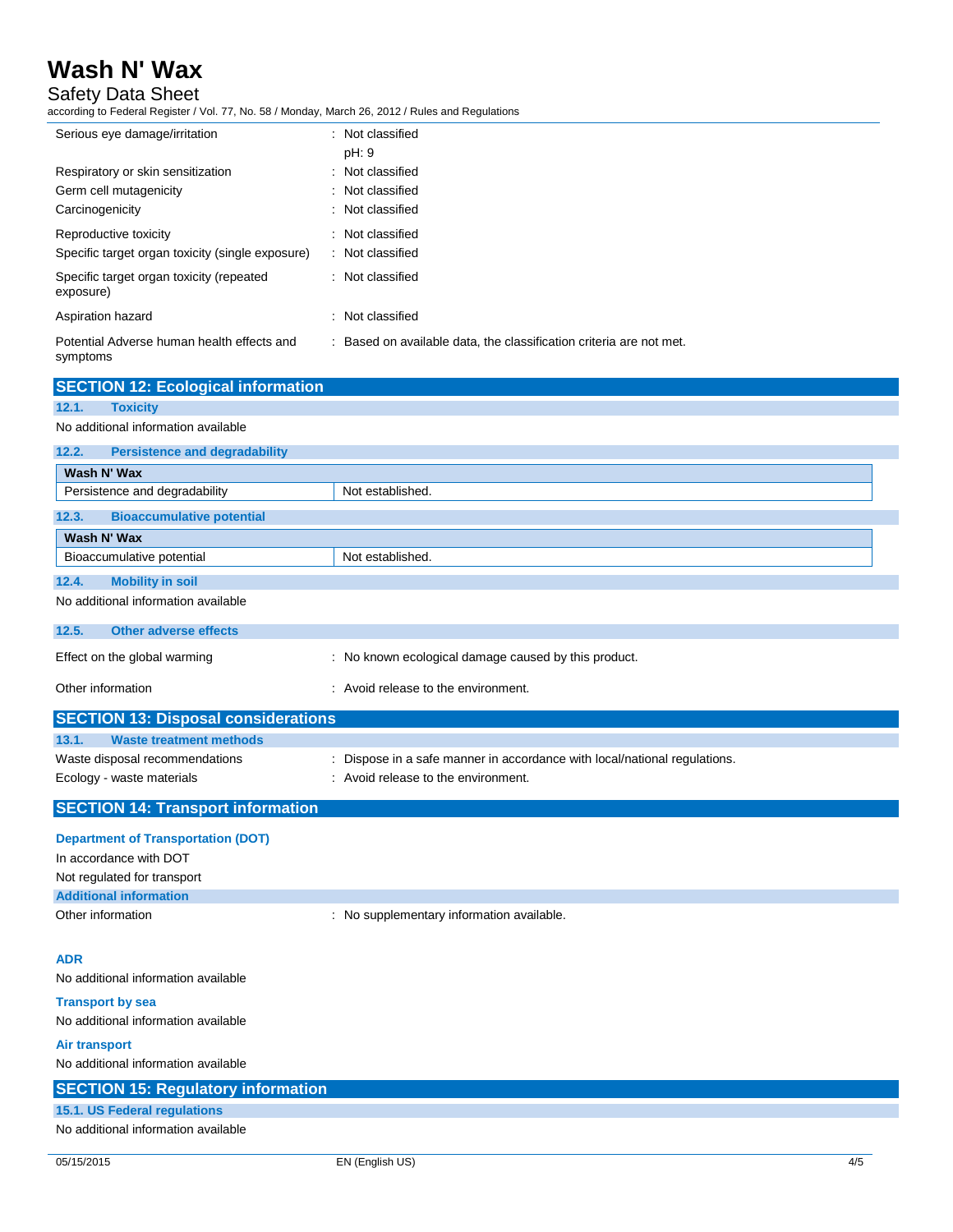Serious eye damage/irritation : Not classified

pH: 9

Respiratory or skin sensitization : Not classified

Germ cell mutagenicity : Not classified

Carcinogenicity : Not classified

Reproductive toxicity : Not classified

Specific target organ toxicity (single exposure) : Not classified

Specific target organ toxicity (repeated exposure) : Not classified

Aspiration hazard : Not classified

Potential Adverse human health effects and symptoms : Based on available data, the classification criteria are not met.

## SECTION 12: Ecological information

### 12.1. Toxicity

No additional information available

### 12.2. Persistence and degradability

| Wash N' Wax | |
|---|---|
| Persistence and degradability | Not established. |

### 12.3. Bioaccumulative potential

| Wash N' Wax | |
|---|---|
| Bioaccumulative potential | Not established. |

### 12.4. Mobility in soil

No additional information available

### 12.5. Other adverse effects

Effect on the global warming : No known ecological damage caused by this product.

Other information : Avoid release to the environment.

## SECTION 13: Disposal considerations

### 13.1. Waste treatment methods

Waste disposal recommendations : Dispose in a safe manner in accordance with local/national regulations.

Ecology - waste materials : Avoid release to the environment.

## SECTION 14: Transport information

**Department of Transportation (DOT)**

In accordance with DOT

Not regulated for transport

**Additional information**

Other information : No supplementary information available.

**ADR**

No additional information available

**Transport by sea**

No additional information available

**Air transport**

No additional information available

## SECTION 15: Regulatory information

### 15.1. US Federal regulations

No additional information available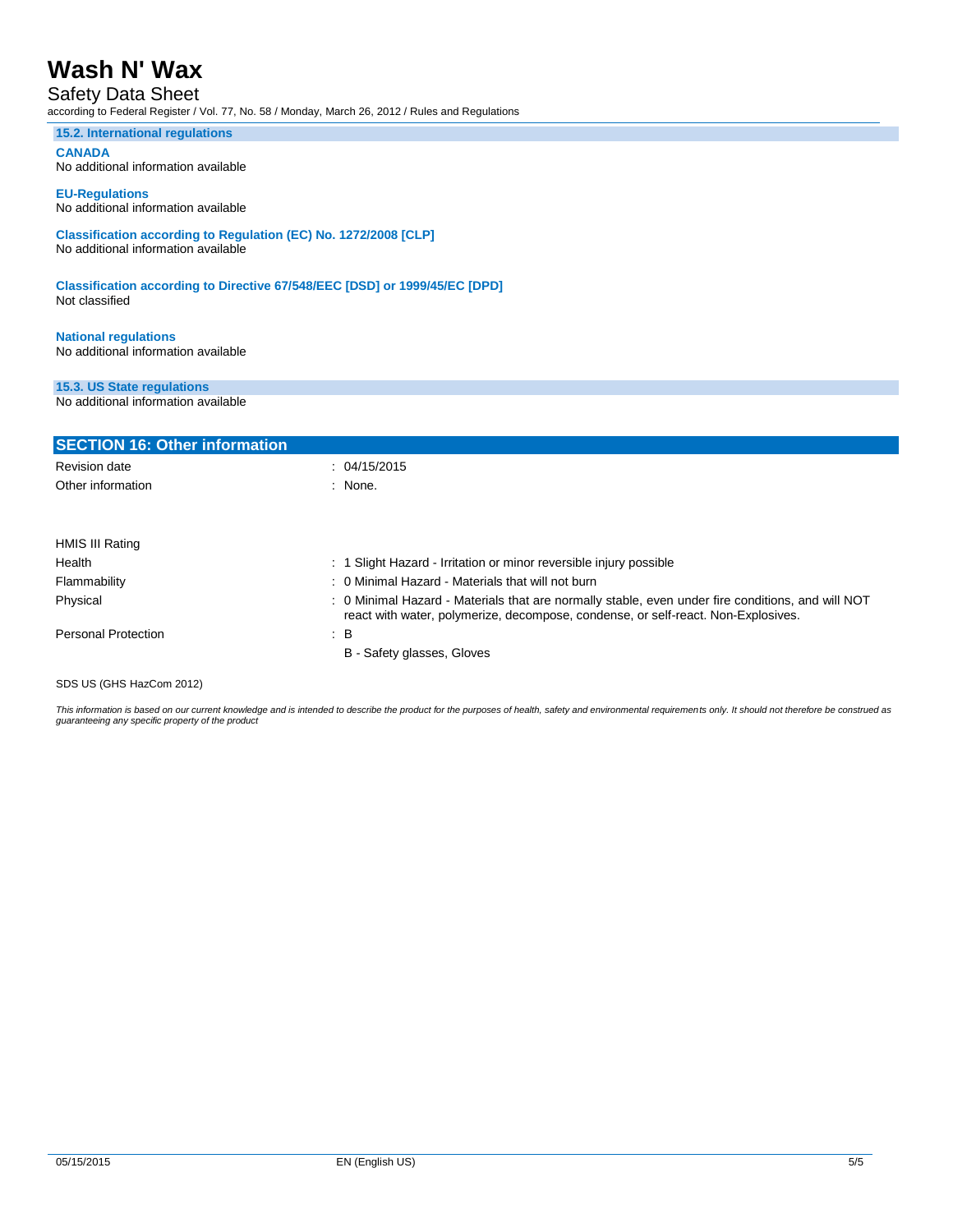### 15.2. International regulations

**CANADA**

No additional information available

**EU-Regulations**

No additional information available

**Classification according to Regulation (EC) No. 1272/2008 [CLP]**

No additional information available

**Classification according to Directive 67/548/EEC [DSD] or 1999/45/EC [DPD]**

Not classified

**National regulations**

No additional information available

### 15.3. US State regulations

No additional information available

## SECTION 16: Other information

| | |
|---|---|
| Revision date | : 04/15/2015 |
| Other information | : None. |

| | |
|---|---|
| HMIS III Rating | |
| Health | : 1 Slight Hazard - Irritation or minor reversible injury possible |
| Flammability | : 0 Minimal Hazard - Materials that will not burn |
| Physical | : 0 Minimal Hazard - Materials that are normally stable, even under fire conditions, and will NOT react with water, polymerize, decompose, condense, or self-react. Non-Explosives. |
| Personal Protection | : B |
| | B - Safety glasses, Gloves |

SDS US (GHS HazCom 2012)

*This information is based on our current knowledge and is intended to describe the product for the purposes of health, safety and environmental requirements only. It should not therefore be construed as guaranteeing any specific property of the product*